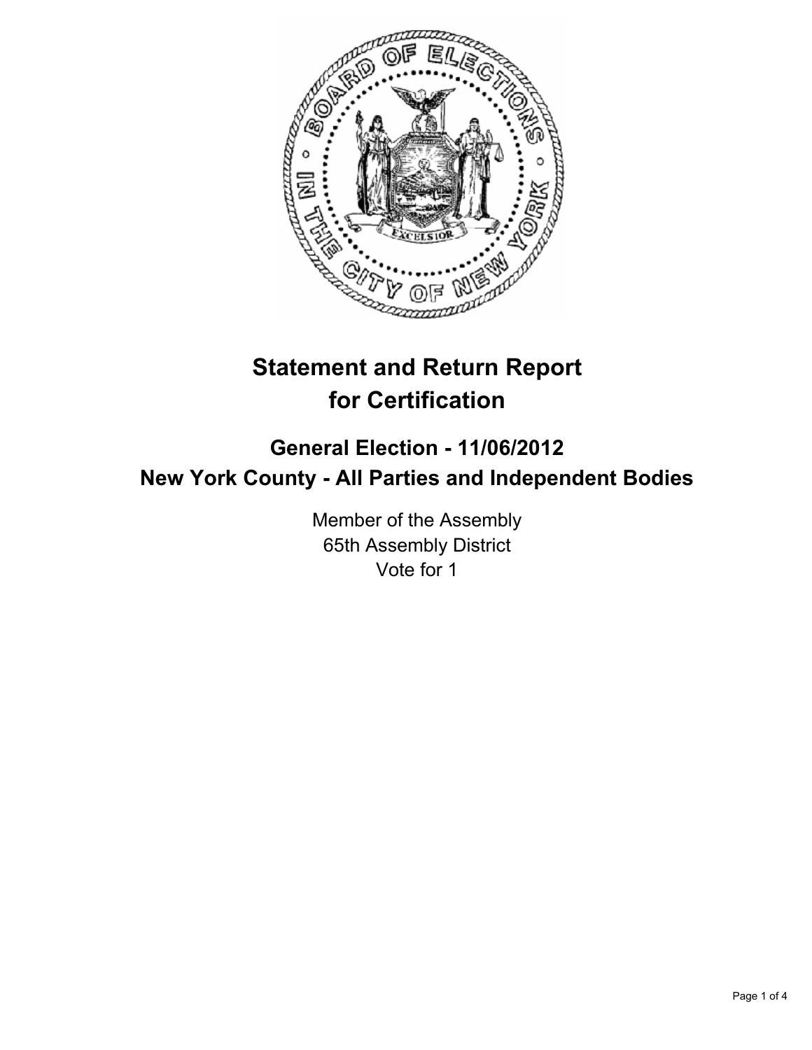# Statement and Return Report for Certification

## General Election - 11/06/2012
## New York County - All Parties and Independent Bodies

Member of the Assembly
65th Assembly District
Vote for 1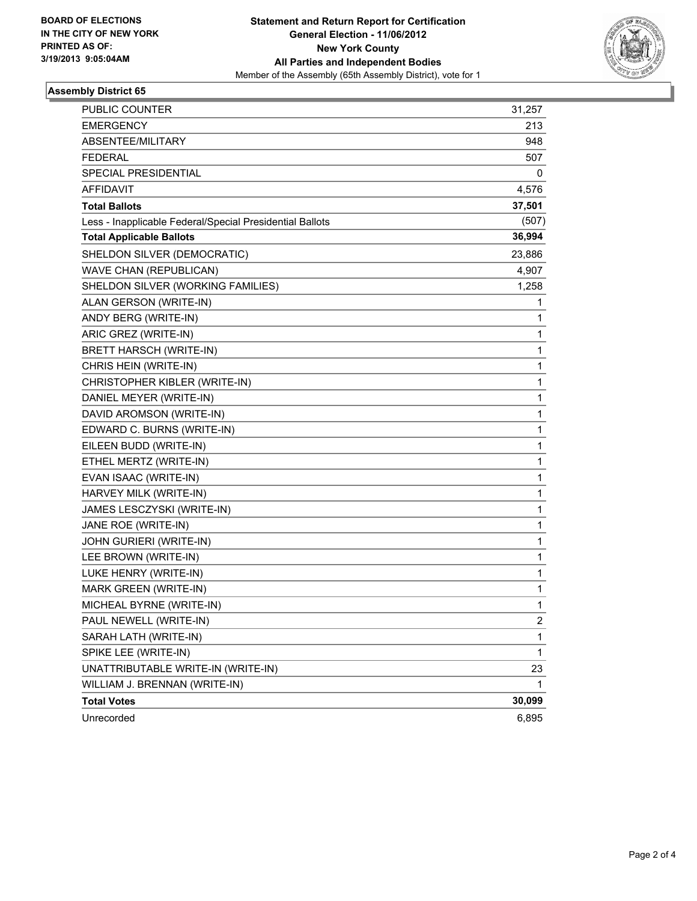**BOARD OF ELECTIONS IN THE CITY OF NEW YORK PRINTED AS OF: 3/19/2013 9:05:04AM**

**Statement and Return Report for Certification**
**General Election - 11/06/2012**
**New York County**
**All Parties and Independent Bodies**
Member of the Assembly (65th Assembly District), vote for 1

## Assembly District 65

| | |
|---|---|
| PUBLIC COUNTER | 31,257 |
| EMERGENCY | 213 |
| ABSENTEE/MILITARY | 948 |
| FEDERAL | 507 |
| SPECIAL PRESIDENTIAL | 0 |
| AFFIDAVIT | 4,576 |
| **Total Ballots** | **37,501** |
| Less - Inapplicable Federal/Special Presidential Ballots | (507) |
| **Total Applicable Ballots** | **36,994** |
| SHELDON SILVER (DEMOCRATIC) | 23,886 |
| WAVE CHAN (REPUBLICAN) | 4,907 |
| SHELDON SILVER (WORKING FAMILIES) | 1,258 |
| ALAN GERSON (WRITE-IN) | 1 |
| ANDY BERG (WRITE-IN) | 1 |
| ARIC GREZ (WRITE-IN) | 1 |
| BRETT HARSCH (WRITE-IN) | 1 |
| CHRIS HEIN (WRITE-IN) | 1 |
| CHRISTOPHER KIBLER (WRITE-IN) | 1 |
| DANIEL MEYER (WRITE-IN) | 1 |
| DAVID AROMSON (WRITE-IN) | 1 |
| EDWARD C. BURNS (WRITE-IN) | 1 |
| EILEEN BUDD (WRITE-IN) | 1 |
| ETHEL MERTZ (WRITE-IN) | 1 |
| EVAN ISAAC (WRITE-IN) | 1 |
| HARVEY MILK (WRITE-IN) | 1 |
| JAMES LESCZYSKI (WRITE-IN) | 1 |
| JANE ROE (WRITE-IN) | 1 |
| JOHN GURIERI (WRITE-IN) | 1 |
| LEE BROWN (WRITE-IN) | 1 |
| LUKE HENRY (WRITE-IN) | 1 |
| MARK GREEN (WRITE-IN) | 1 |
| MICHEAL BYRNE (WRITE-IN) | 1 |
| PAUL NEWELL (WRITE-IN) | 2 |
| SARAH LATH (WRITE-IN) | 1 |
| SPIKE LEE (WRITE-IN) | 1 |
| UNATTRIBUTABLE WRITE-IN (WRITE-IN) | 23 |
| WILLIAM J. BRENNAN (WRITE-IN) | 1 |
| **Total Votes** | **30,099** |
| Unrecorded | 6,895 |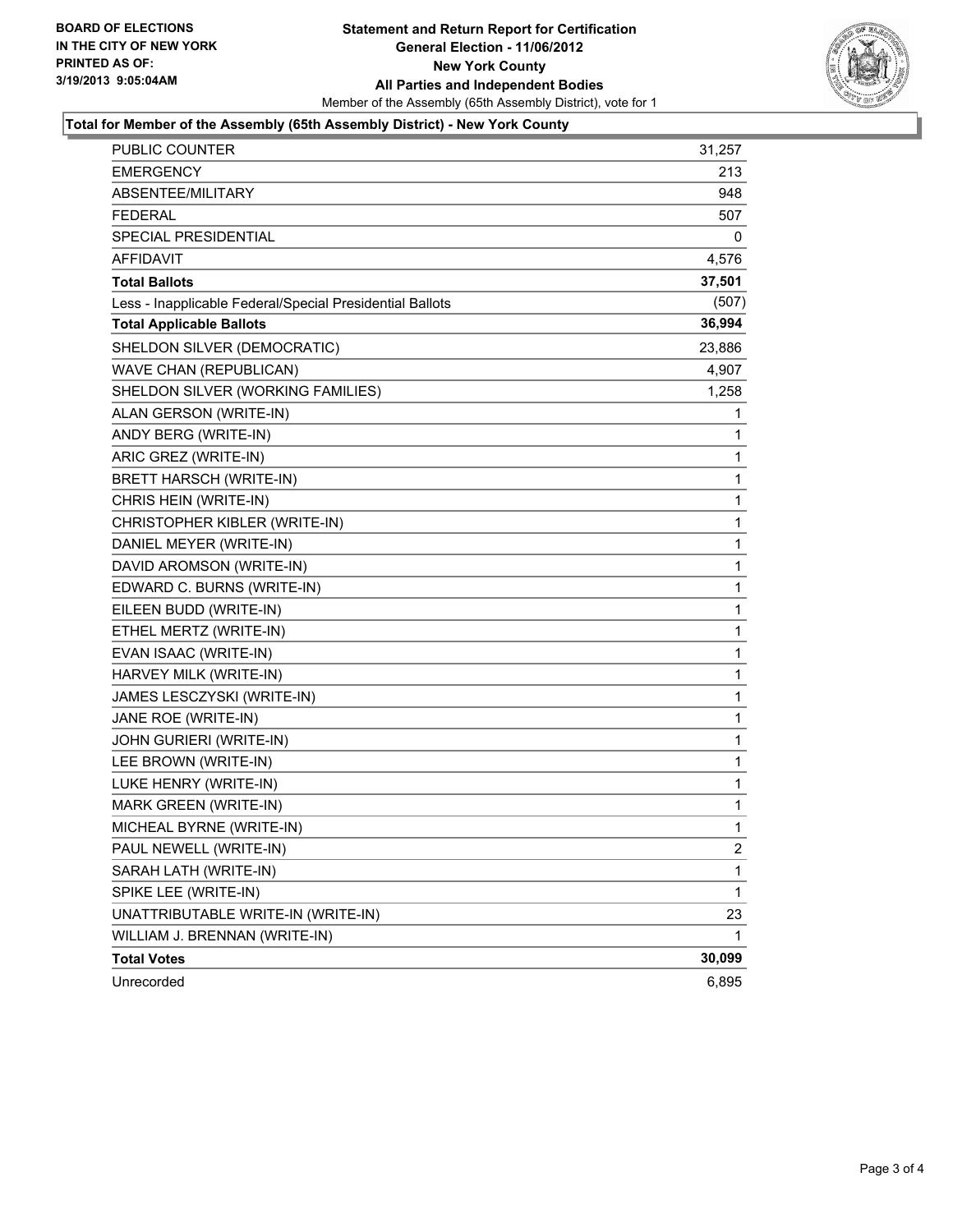**BOARD OF ELECTIONS IN THE CITY OF NEW YORK PRINTED AS OF: 3/19/2013 9:05:04AM**

# Statement and Return Report for Certification
## General Election - 11/06/2012
## New York County
## All Parties and Independent Bodies

Member of the Assembly (65th Assembly District), vote for 1

### Total for Member of the Assembly (65th Assembly District) - New York County

| | |
|---|---|
| PUBLIC COUNTER | 31,257 |
| EMERGENCY | 213 |
| ABSENTEE/MILITARY | 948 |
| FEDERAL | 507 |
| SPECIAL PRESIDENTIAL | 0 |
| AFFIDAVIT | 4,576 |
| **Total Ballots** | **37,501** |
| Less - Inapplicable Federal/Special Presidential Ballots | (507) |
| **Total Applicable Ballots** | **36,994** |
| SHELDON SILVER (DEMOCRATIC) | 23,886 |
| WAVE CHAN (REPUBLICAN) | 4,907 |
| SHELDON SILVER (WORKING FAMILIES) | 1,258 |
| ALAN GERSON (WRITE-IN) | 1 |
| ANDY BERG (WRITE-IN) | 1 |
| ARIC GREZ (WRITE-IN) | 1 |
| BRETT HARSCH (WRITE-IN) | 1 |
| CHRIS HEIN (WRITE-IN) | 1 |
| CHRISTOPHER KIBLER (WRITE-IN) | 1 |
| DANIEL MEYER (WRITE-IN) | 1 |
| DAVID AROMSON (WRITE-IN) | 1 |
| EDWARD C. BURNS (WRITE-IN) | 1 |
| EILEEN BUDD (WRITE-IN) | 1 |
| ETHEL MERTZ (WRITE-IN) | 1 |
| EVAN ISAAC (WRITE-IN) | 1 |
| HARVEY MILK (WRITE-IN) | 1 |
| JAMES LESCZYSKI (WRITE-IN) | 1 |
| JANE ROE (WRITE-IN) | 1 |
| JOHN GURIERI (WRITE-IN) | 1 |
| LEE BROWN (WRITE-IN) | 1 |
| LUKE HENRY (WRITE-IN) | 1 |
| MARK GREEN (WRITE-IN) | 1 |
| MICHEAL BYRNE (WRITE-IN) | 1 |
| PAUL NEWELL (WRITE-IN) | 2 |
| SARAH LATH (WRITE-IN) | 1 |
| SPIKE LEE (WRITE-IN) | 1 |
| UNATTRIBUTABLE WRITE-IN (WRITE-IN) | 23 |
| WILLIAM J. BRENNAN (WRITE-IN) | 1 |
| **Total Votes** | **30,099** |
| Unrecorded | 6,895 |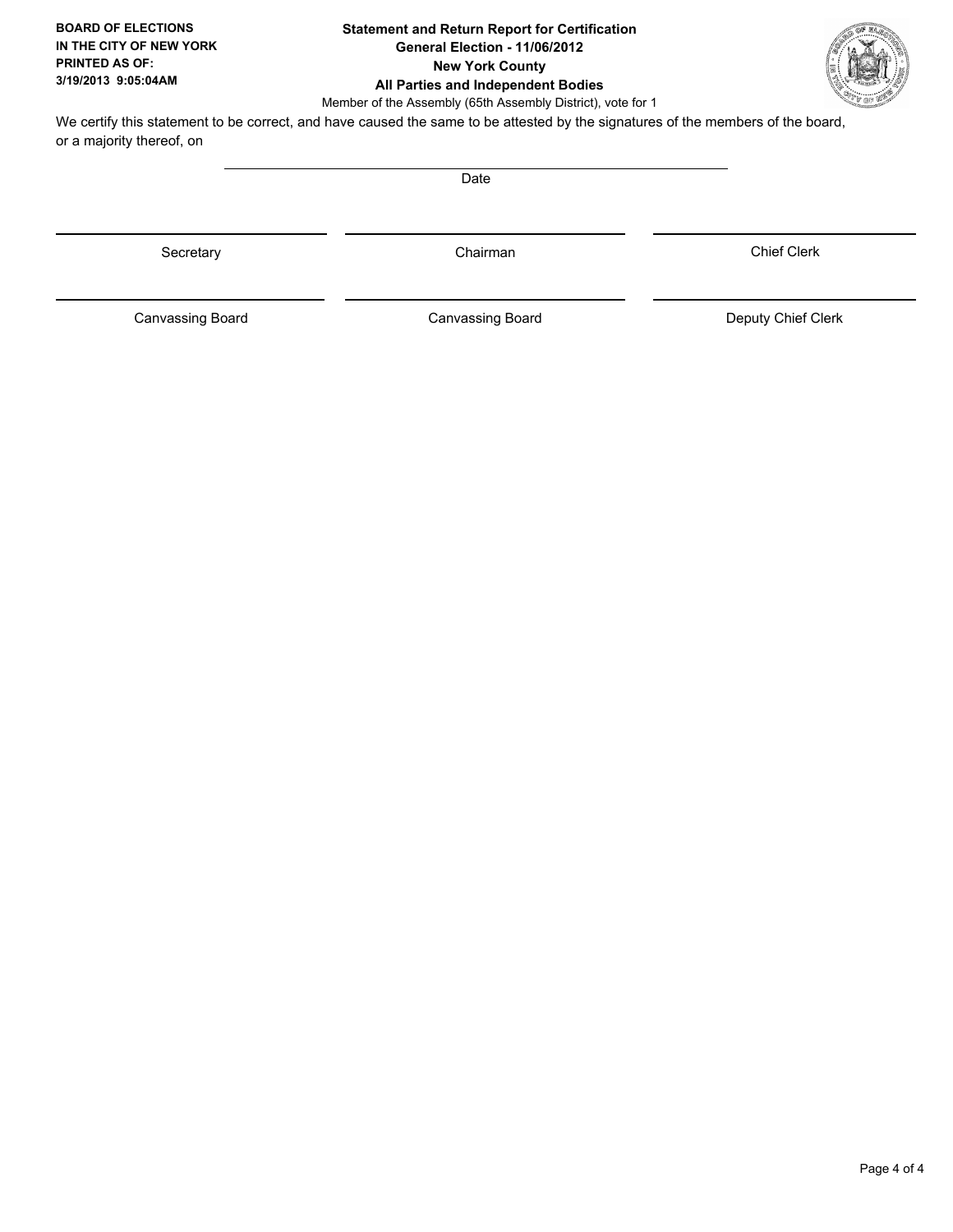**BOARD OF ELECTIONS IN THE CITY OF NEW YORK**
**PRINTED AS OF: 3/19/2013 9:05:04AM**

**Statement and Return Report for Certification**
**General Election - 11/06/2012**
**New York County**
**All Parties and Independent Bodies**
Member of the Assembly (65th Assembly District), vote for 1

We certify this statement to be correct, and have caused the same to be attested by the signatures of the members of the board, or a majority thereof, on

\_\_\_\_\_\_\_\_\_\_\_\_\_\_\_\_\_\_\_\_\_\_\_\_\_\_\_\_\_\_\_\_\_\_\_\_\_\_\_\_
Date

| | | |
|---|---|---|
| Secretary | Chairman | Chief Clerk |
| Canvassing Board | Canvassing Board | Deputy Chief Clerk |